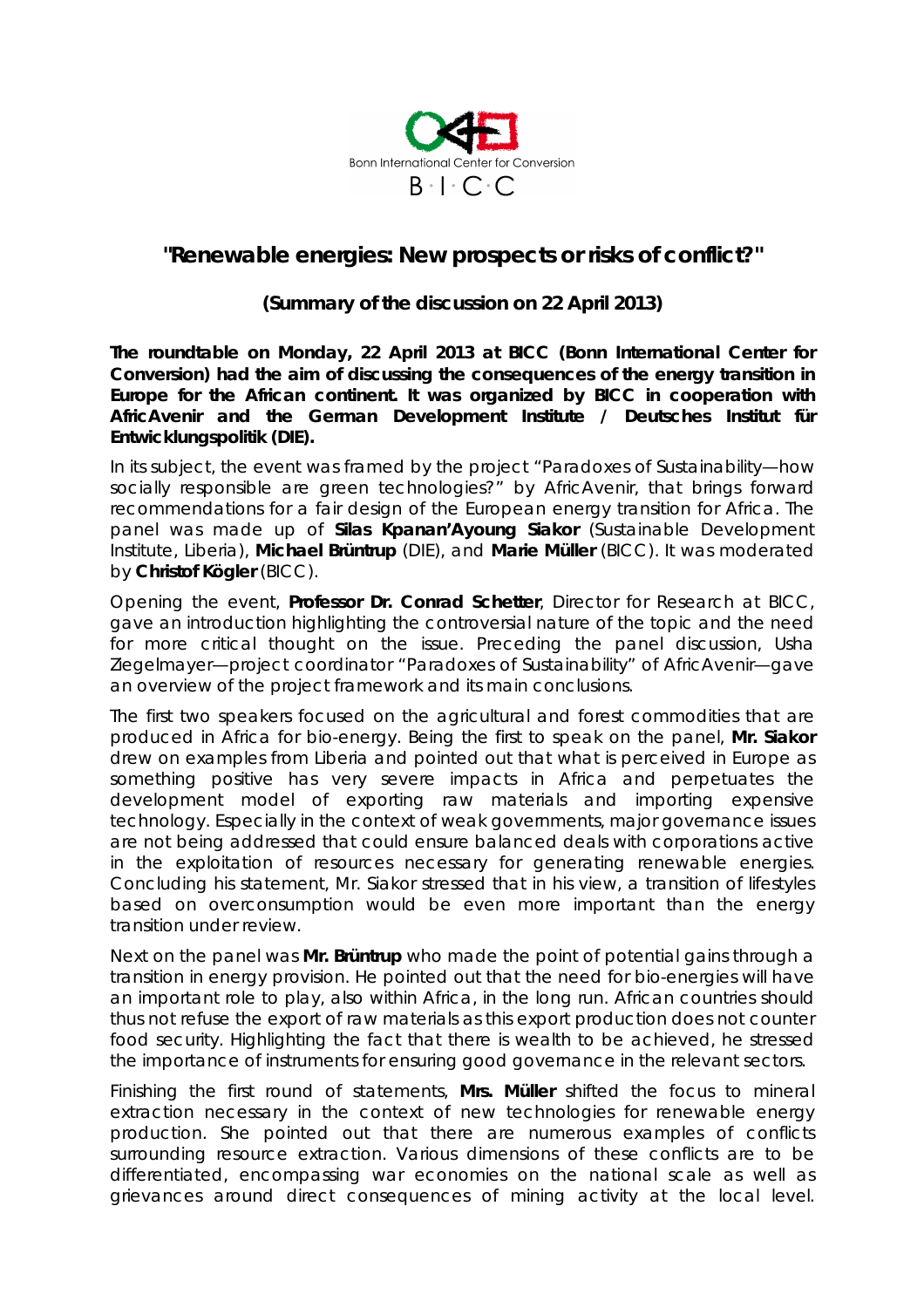Bonn International Center for Conversion

B·I·C·C

# "Renewable energies: New prospects or risks of conflict?"

## (Summary of the discussion on 22 April 2013)

**The roundtable on Monday, 22 April 2013 at BICC (Bonn International Center for Conversion) had the aim of discussing the consequences of the energy transition in Europe for the African continent. It was organized by BICC in cooperation with AfricAvenir and the German Development Institute / Deutsches Institut für Entwicklungspolitik (DIE).**

In its subject, the event was framed by the project "Paradoxes of Sustainability—how socially responsible are green technologies?" by AfricAvenir, that brings forward recommendations for a fair design of the European energy transition for Africa. The panel was made up of **Silas Kpanan'Ayoung Siakor** (Sustainable Development Institute, Liberia), **Michael Brüntrup** (DIE), and **Marie Müller** (BICC). It was moderated by **Christof Kögler** (BICC).

Opening the event, **Professor Dr. Conrad Schetter**, Director for Research at BICC, gave an introduction highlighting the controversial nature of the topic and the need for more critical thought on the issue. Preceding the panel discussion, Usha Ziegelmayer—project coordinator "Paradoxes of Sustainability" of AfricAvenir—gave an overview of the project framework and its main conclusions.

The first two speakers focused on the agricultural and forest commodities that are produced in Africa for bio-energy. Being the first to speak on the panel, **Mr. Siakor** drew on examples from Liberia and pointed out that what is perceived in Europe as something positive has very severe impacts in Africa and perpetuates the development model of exporting raw materials and importing expensive technology. Especially in the context of weak governments, major governance issues are not being addressed that could ensure balanced deals with corporations active in the exploitation of resources necessary for generating renewable energies. Concluding his statement, Mr. Siakor stressed that in his view, a transition of lifestyles based on overconsumption would be even more important than the energy transition under review.

Next on the panel was **Mr. Brüntrup** who made the point of potential gains through a transition in energy provision. He pointed out that the need for bio-energies will have an important role to play, also within Africa, in the long run. African countries should thus not refuse the export of raw materials as this export production does not counter food security. Highlighting the fact that there is wealth to be achieved, he stressed the importance of instruments for ensuring good governance in the relevant sectors.

Finishing the first round of statements, **Mrs. Müller** shifted the focus to mineral extraction necessary in the context of new technologies for renewable energy production. She pointed out that there are numerous examples of conflicts surrounding resource extraction. Various dimensions of these conflicts are to be differentiated, encompassing war economies on the national scale as well as grievances around direct consequences of mining activity at the local level.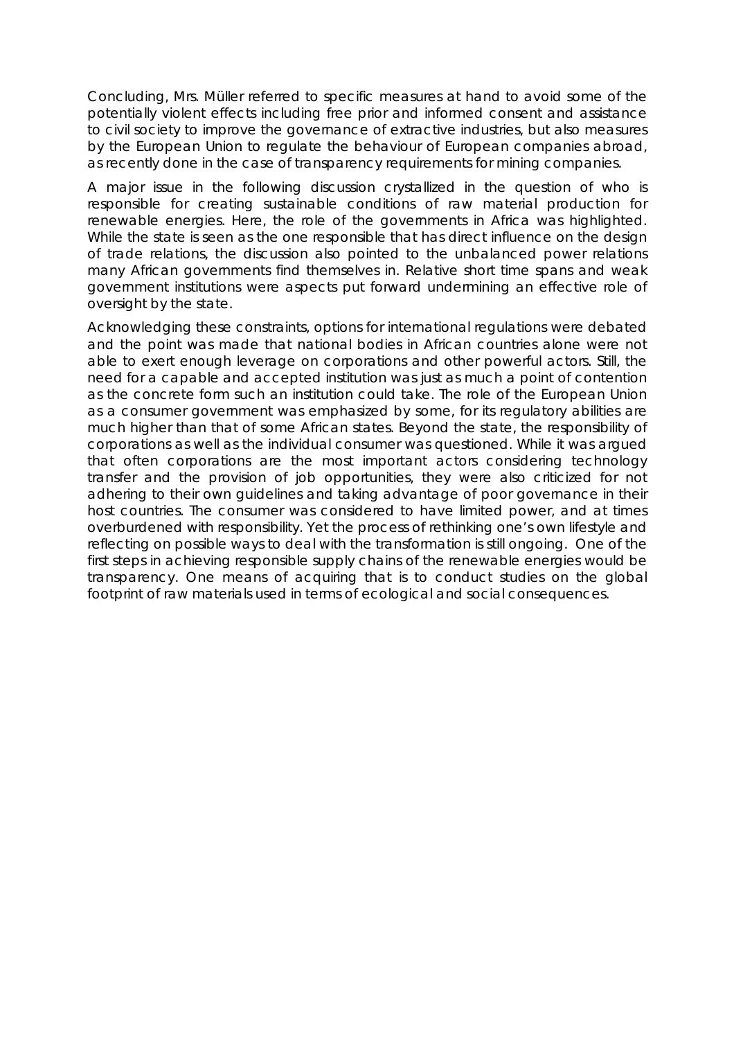Concluding, Mrs. Müller referred to specific measures at hand to avoid some of the potentially violent effects including free prior and informed consent and assistance to civil society to improve the governance of extractive industries, but also measures by the European Union to regulate the behaviour of European companies abroad, as recently done in the case of transparency requirements for mining companies.

A major issue in the following discussion crystallized in the question of who is responsible for creating sustainable conditions of raw material production for renewable energies. Here, the role of the governments in Africa was highlighted. While the state is seen as the one responsible that has direct influence on the design of trade relations, the discussion also pointed to the unbalanced power relations many African governments find themselves in. Relative short time spans and weak government institutions were aspects put forward undermining an effective role of oversight by the state.

Acknowledging these constraints, options for international regulations were debated and the point was made that national bodies in African countries alone were not able to exert enough leverage on corporations and other powerful actors. Still, the need for a capable and accepted institution was just as much a point of contention as the concrete form such an institution could take. The role of the European Union as a consumer government was emphasized by some, for its regulatory abilities are much higher than that of some African states. Beyond the state, the responsibility of corporations as well as the individual consumer was questioned. While it was argued that often corporations are the most important actors considering technology transfer and the provision of job opportunities, they were also criticized for not adhering to their own guidelines and taking advantage of poor governance in their host countries. The consumer was considered to have limited power, and at times overburdened with responsibility. Yet the process of rethinking one's own lifestyle and reflecting on possible ways to deal with the transformation is still ongoing. One of the first steps in achieving responsible supply chains of the renewable energies would be transparency. One means of acquiring that is to conduct studies on the global footprint of raw materials used in terms of ecological and social consequences.